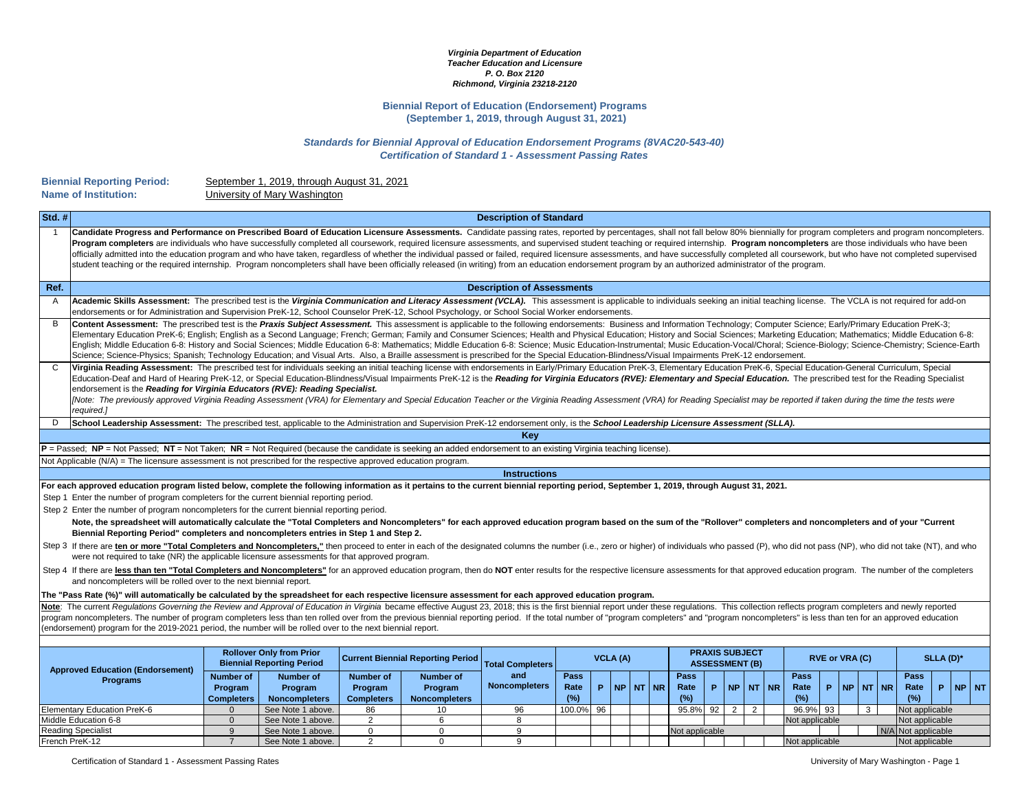***Virginia Department of Education***
***Teacher Education and Licensure***
***P. O. Box 2120***
***Richmond, Virginia 23218-2120***

## Biennial Report of Education (Endorsement) Programs
## (September 1, 2019, through August 31, 2021)

### *Standards for Biennial Approval of Education Endorsement Programs (8VAC20-543-40)*
### *Certification of Standard 1 - Assessment Passing Rates*

**Biennial Reporting Period:** September 1, 2019, through August 31, 2021
**Name of Institution:** University of Mary Washington

| Std. # | Description of Standard |
|---|---|
| 1 | **Candidate Progress and Performance on Prescribed Board of Education Licensure Assessments.** Candidate passing rates, reported by percentages, shall not fall below 80% biennially for program completers and program noncompleters. **Program completers** are individuals who have successfully completed all coursework, required licensure assessments, and supervised student teaching or required internship. **Program noncompleters** are those individuals who have been officially admitted into the education program and who have taken, regardless of whether the individual passed or failed, required licensure assessments, and have successfully completed all coursework, but who have not completed supervised student teaching or the required internship. Program noncompleters shall have been officially released (in writing) from an education endorsement program by an authorized administrator of the program. |

| Ref. | Description of Assessments |
|---|---|
| A | **Academic Skills Assessment:** The prescribed test is the ***Virginia Communication and Literacy Assessment (VCLA).*** This assessment is applicable to individuals seeking an initial teaching license. The VCLA is not required for add-on endorsements or for Administration and Supervision PreK-12, School Counselor PreK-12, School Psychology, or School Social Worker endorsements. |
| B | **Content Assessment:** The prescribed test is the ***Praxis Subject Assessment.*** This assessment is applicable to the following endorsements: Business and Information Technology; Computer Science; Early/Primary Education PreK-3; Elementary Education PreK-6; English; English as a Second Language; French; German; Family and Consumer Sciences; Health and Physical Education; History and Social Sciences; Marketing Education; Mathematics; Middle Education 6-8: English; Middle Education 6-8: History and Social Sciences; Middle Education 6-8: Mathematics; Middle Education 6-8: Science; Music Education-Instrumental; Music Education-Vocal/Choral; Science-Biology; Science-Chemistry; Science-Earth Science; Science-Physics; Spanish; Technology Education; and Visual Arts. Also, a Braille assessment is prescribed for the Special Education-Blindness/Visual Impairments PreK-12 endorsement. |
| C | **Virginia Reading Assessment:** The prescribed test for individuals seeking an initial teaching license with endorsements in Early/Primary Education PreK-3, Elementary Education PreK-6, Special Education-General Curriculum, Special Education-Deaf and Hard of Hearing PreK-12, or Special Education-Blindness/Visual Impairments PreK-12 is the ***Reading for Virginia Educators (RVE): Elementary and Special Education.*** The prescribed test for the Reading Specialist endorsement is the ***Reading for Virginia Educators (RVE): Reading Specialist.*** *[Note: The previously approved Virginia Reading Assessment (VRA) for Elementary and Special Education Teacher or the Virginia Reading Assessment (VRA) for Reading Specialist may be reported if taken during the time the tests were required.]* |
| D | **School Leadership Assessment:** The prescribed test, applicable to the Administration and Supervision PreK-12 endorsement only, is the ***School Leadership Licensure Assessment (SLLA).*** |

**Key**

**P** = Passed; **NP** = Not Passed; **NT** = Not Taken; **NR** = Not Required (because the candidate is seeking an added endorsement to an existing Virginia teaching license).

Not Applicable (N/A) = The licensure assessment is not prescribed for the respective approved education program.

**Instructions**

**For each approved education program listed below, complete the following information as it pertains to the current biennial reporting period, September 1, 2019, through August 31, 2021.**

Step 1 Enter the number of program completers for the current biennial reporting period.

Step 2 Enter the number of program noncompleters for the current biennial reporting period.

**Note, the spreadsheet will automatically calculate the "Total Completers and Noncompleters" for each approved education program based on the sum of the "Rollover" completers and noncompleters and of your "Current Biennial Reporting Period" completers and noncompleters entries in Step 1 and Step 2.**

Step 3 If there are **ten or more "Total Completers and Noncompleters,"** then proceed to enter in each of the designated columns the number (i.e., zero or higher) of individuals who passed (P), who did not pass (NP), who did not take (NT), and who were not required to take (NR) the applicable licensure assessments for that approved program.

Step 4 If there are **less than ten "Total Completers and Noncompleters"** for an approved education program, then do **NOT** enter results for the respective licensure assessments for that approved education program. The number of the completers and noncompleters will be rolled over to the next biennial report.

**The "Pass Rate (%)" will automatically be calculated by the spreadsheet for each respective licensure assessment for each approved education program.**

**Note**: The current *Regulations Governing the Review and Approval of Education in Virginia* became effective August 23, 2018; this is the first biennial report under these regulations. This collection reflects program completers and newly reported program noncompleters. The number of program completers less than ten rolled over from the previous biennial reporting period. If the total number of "program completers" and "program noncompleters" is less than ten for an approved education (endorsement) program for the 2019-2021 period, the number will be rolled over to the next biennial report.

| Approved Education (Endorsement) Programs | Rollover Only from Prior Biennial Reporting Period | | Current Biennial Reporting Period | | Total Completers and Noncompleters | VCLA (A) | | | | | PRAXIS SUBJECT ASSESSMENT (B) | | | | | RVE or VRA (C) | | | | | SLLA (D)* | | | |
|---|---|---|---|---|---|---|---|---|---|---|---|---|---|---|---|---|---|---|---|---|---|---|---|---|
| | Number of Program Completers | Number of Program Noncompleters | Number of Program Completers | Number of Program Noncompleters | | Pass Rate (%) | P | NP | NT | NR | Pass Rate (%) | P | NP | NT | NR | Pass Rate (%) | P | NP | NT | NR | Pass Rate (%) | P | NP | NT |
| Elementary Education PreK-6 | 0 | See Note 1 above. | 86 | 10 | 96 | 100.0% | 96 | | | | 95.8% | 92 | 2 | 2 | | 96.9% | 93 | | 3 | | Not applicable | | | |
| Middle Education 6-8 | 0 | See Note 1 above. | 2 | 6 | 8 | | | | | | | | | | | Not applicable | | | | | Not applicable | | | |
| Reading Specialist | 9 | See Note 1 above. | 0 | 0 | 9 | | | | | | Not applicable | | | | | | | | | N/A | Not applicable | | | |
| French PreK-12 | 7 | See Note 1 above. | 2 | 0 | 9 | | | | | | | | | | | Not applicable | | | | | Not applicable | | | |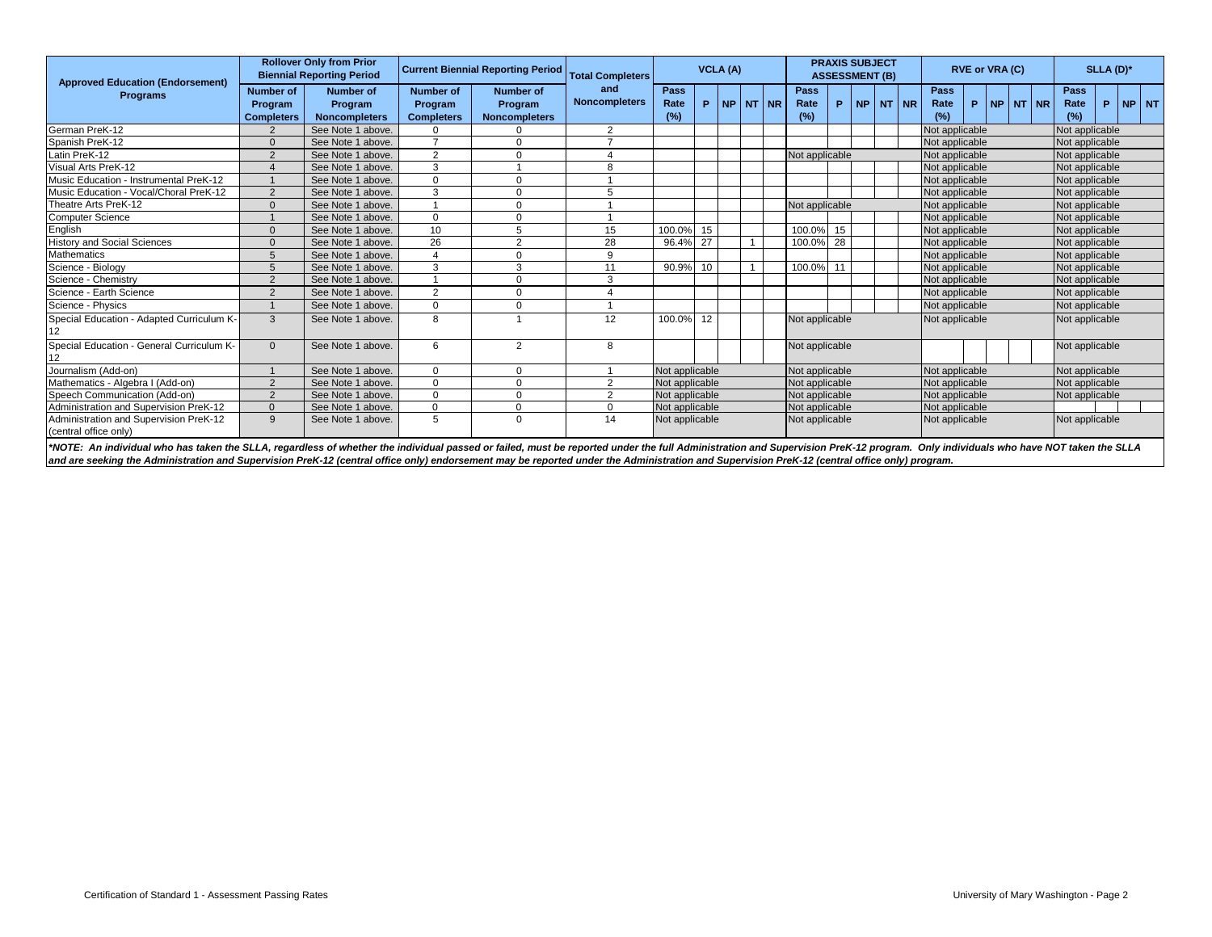| Approved Education (Endorsement) Programs | Rollover Only from Prior Biennial Reporting Period | | Current Biennial Reporting Period | | Total Completers and Noncompleters | VCLA (A) | | | | | PRAXIS SUBJECT ASSESSMENT (B) | | | | | RVE or VRA (C) | | | | | SLLA (D)* | | | |
|---|---|---|---|---|---|---|---|---|---|---|---|---|---|---|---|---|---|---|---|---|---|---|---|---|
| | Number of Program Completers | Number of Program Noncompleters | Number of Program Completers | Number of Program Noncompleters | | Pass Rate (%) | P | NP | NT | NR | Pass Rate (%) | P | NP | NT | NR | Pass Rate (%) | P | NP | NT | NR | Pass Rate (%) | P | NP | NT |
| German PreK-12 | 2 | See Note 1 above. | 0 | 0 | 2 | | | | | | | | | | | Not applicable | | | | | Not applicable | | | |
| Spanish PreK-12 | 0 | See Note 1 above. | 7 | 0 | 7 | | | | | | | | | | | Not applicable | | | | | Not applicable | | | |
| Latin PreK-12 | 2 | See Note 1 above. | 2 | 0 | 4 | | | | | | Not applicable | | | | | Not applicable | | | | | Not applicable | | | |
| Visual Arts PreK-12 | 4 | See Note 1 above. | 3 | 1 | 8 | | | | | | | | | | | Not applicable | | | | | Not applicable | | | |
| Music Education - Instrumental PreK-12 | 1 | See Note 1 above. | 0 | 0 | 1 | | | | | | | | | | | Not applicable | | | | | Not applicable | | | |
| Music Education - Vocal/Choral PreK-12 | 2 | See Note 1 above. | 3 | 0 | 5 | | | | | | | | | | | Not applicable | | | | | Not applicable | | | |
| Theatre Arts PreK-12 | 0 | See Note 1 above. | 1 | 0 | 1 | | | | | | Not applicable | | | | | Not applicable | | | | | Not applicable | | | |
| Computer Science | 1 | See Note 1 above. | 0 | 0 | 1 | | | | | | | | | | | Not applicable | | | | | Not applicable | | | |
| English | 0 | See Note 1 above. | 10 | 5 | 15 | 100.0% | 15 | | | | 100.0% | 15 | | | | Not applicable | | | | | Not applicable | | | |
| History and Social Sciences | 0 | See Note 1 above. | 26 | 2 | 28 | 96.4% | 27 | | 1 | | 100.0% | 28 | | | | Not applicable | | | | | Not applicable | | | |
| Mathematics | 5 | See Note 1 above. | 4 | 0 | 9 | | | | | | | | | | | Not applicable | | | | | Not applicable | | | |
| Science - Biology | 5 | See Note 1 above. | 3 | 3 | 11 | 90.9% | 10 | | 1 | | 100.0% | 11 | | | | Not applicable | | | | | Not applicable | | | |
| Science - Chemistry | 2 | See Note 1 above. | 1 | 0 | 3 | | | | | | | | | | | Not applicable | | | | | Not applicable | | | |
| Science - Earth Science | 2 | See Note 1 above. | 2 | 0 | 4 | | | | | | | | | | | Not applicable | | | | | Not applicable | | | |
| Science - Physics | 1 | See Note 1 above. | 0 | 0 | 1 | | | | | | | | | | | Not applicable | | | | | Not applicable | | | |
| Special Education - Adapted Curriculum K-12 | 3 | See Note 1 above. | 8 | 1 | 12 | 100.0% | 12 | | | | Not applicable | | | | | Not applicable | | | | | Not applicable | | | |
| Special Education - General Curriculum K-12 | 0 | See Note 1 above. | 6 | 2 | 8 | | | | | | Not applicable | | | | | | | | | | Not applicable | | | |
| Journalism (Add-on) | 1 | See Note 1 above. | 0 | 0 | 1 | Not applicable | | | | | Not applicable | | | | | Not applicable | | | | | Not applicable | | | |
| Mathematics - Algebra I (Add-on) | 2 | See Note 1 above. | 0 | 0 | 2 | Not applicable | | | | | Not applicable | | | | | Not applicable | | | | | Not applicable | | | |
| Speech Communication (Add-on) | 2 | See Note 1 above. | 0 | 0 | 2 | Not applicable | | | | | Not applicable | | | | | Not applicable | | | | | Not applicable | | | |
| Administration and Supervision PreK-12 | 0 | See Note 1 above. | 0 | 0 | 0 | Not applicable | | | | | Not applicable | | | | | Not applicable | | | | | | | | |
| Administration and Supervision PreK-12 (central office only) | 9 | See Note 1 above. | 5 | 0 | 14 | Not applicable | | | | | Not applicable | | | | | Not applicable | | | | | Not applicable | | | |

***NOTE: An individual who has taken the SLLA, regardless of whether the individual passed or failed, must be reported under the full Administration and Supervision PreK-12 program. Only individuals who have NOT taken the SLLA and are seeking the Administration and Supervision PreK-12 (central office only) endorsement may be reported under the Administration and Supervision PreK-12 (central office only) program.***